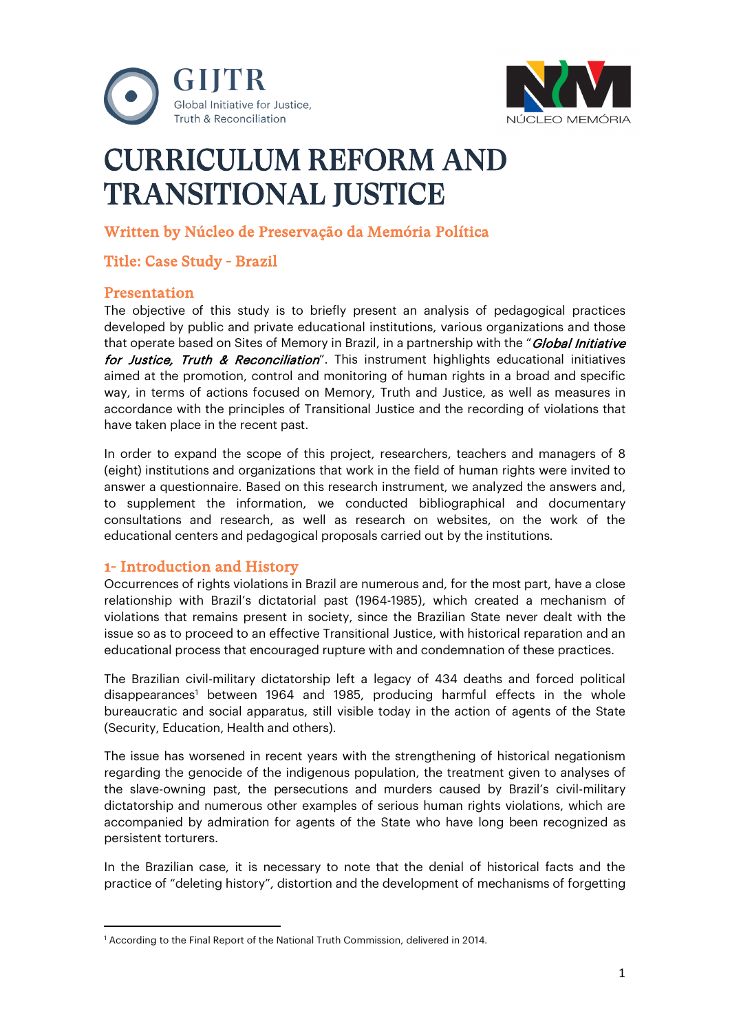# CURRICULUM REFORM AND TRANSITIONAL JUSTICE

## Written by Núcleo de Preservação da Memória Política

## Title: Case Study - Brazil

## Presentation

The objective of this study is to briefly present an analysis of pedagogical practices developed by public and private educational institutions, various organizations and those that operate based on Sites of Memory in Brazil, in a partnership with the "***Global Initiative for Justice, Truth & Reconciliation***". This instrument highlights educational initiatives aimed at the promotion, control and monitoring of human rights in a broad and specific way, in terms of actions focused on Memory, Truth and Justice, as well as measures in accordance with the principles of Transitional Justice and the recording of violations that have taken place in the recent past.

In order to expand the scope of this project, researchers, teachers and managers of 8 (eight) institutions and organizations that work in the field of human rights were invited to answer a questionnaire. Based on this research instrument, we analyzed the answers and, to supplement the information, we conducted bibliographical and documentary consultations and research, as well as research on websites, on the work of the educational centers and pedagogical proposals carried out by the institutions.

## 1- Introduction and History

Occurrences of rights violations in Brazil are numerous and, for the most part, have a close relationship with Brazil's dictatorial past (1964-1985), which created a mechanism of violations that remains present in society, since the Brazilian State never dealt with the issue so as to proceed to an effective Transitional Justice, with historical reparation and an educational process that encouraged rupture with and condemnation of these practices.

The Brazilian civil-military dictatorship left a legacy of 434 deaths and forced political disappearances[1] between 1964 and 1985, producing harmful effects in the whole bureaucratic and social apparatus, still visible today in the action of agents of the State (Security, Education, Health and others).

The issue has worsened in recent years with the strengthening of historical negationism regarding the genocide of the indigenous population, the treatment given to analyses of the slave-owning past, the persecutions and murders caused by Brazil's civil-military dictatorship and numerous other examples of serious human rights violations, which are accompanied by admiration for agents of the State who have long been recognized as persistent torturers.

In the Brazilian case, it is necessary to note that the denial of historical facts and the practice of "deleting history", distortion and the development of mechanisms of forgetting

---

[1] According to the Final Report of the National Truth Commission, delivered in 2014.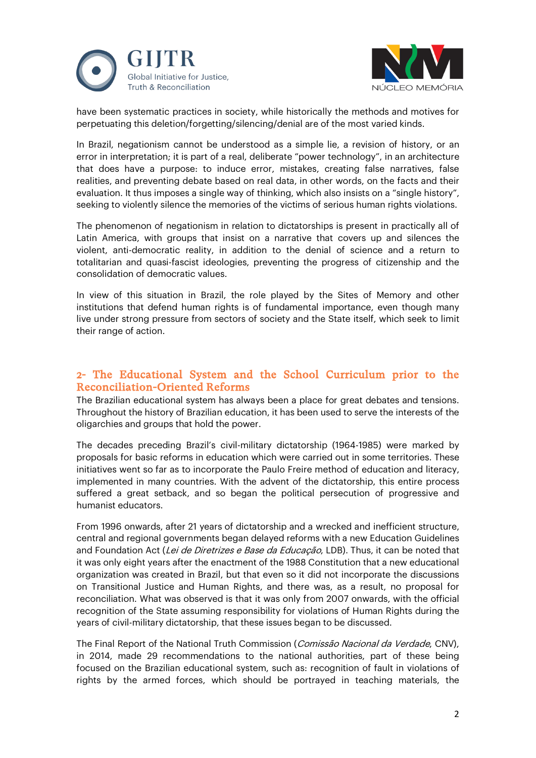have been systematic practices in society, while historically the methods and motives for perpetuating this deletion/forgetting/silencing/denial are of the most varied kinds.

In Brazil, negationism cannot be understood as a simple lie, a revision of history, or an error in interpretation; it is part of a real, deliberate "power technology", in an architecture that does have a purpose: to induce error, mistakes, creating false narratives, false realities, and preventing debate based on real data, in other words, on the facts and their evaluation. It thus imposes a single way of thinking, which also insists on a "single history", seeking to violently silence the memories of the victims of serious human rights violations.

The phenomenon of negationism in relation to dictatorships is present in practically all of Latin America, with groups that insist on a narrative that covers up and silences the violent, anti-democratic reality, in addition to the denial of science and a return to totalitarian and quasi-fascist ideologies, preventing the progress of citizenship and the consolidation of democratic values.

In view of this situation in Brazil, the role played by the Sites of Memory and other institutions that defend human rights is of fundamental importance, even though many live under strong pressure from sectors of society and the State itself, which seek to limit their range of action.

## 2- The Educational System and the School Curriculum prior to the Reconciliation-Oriented Reforms

The Brazilian educational system has always been a place for great debates and tensions. Throughout the history of Brazilian education, it has been used to serve the interests of the oligarchies and groups that hold the power.

The decades preceding Brazil's civil-military dictatorship (1964-1985) were marked by proposals for basic reforms in education which were carried out in some territories. These initiatives went so far as to incorporate the Paulo Freire method of education and literacy, implemented in many countries. With the advent of the dictatorship, this entire process suffered a great setback, and so began the political persecution of progressive and humanist educators.

From 1996 onwards, after 21 years of dictatorship and a wrecked and inefficient structure, central and regional governments began delayed reforms with a new Education Guidelines and Foundation Act (*Lei de Diretrizes e Base da Educação*, LDB). Thus, it can be noted that it was only eight years after the enactment of the 1988 Constitution that a new educational organization was created in Brazil, but that even so it did not incorporate the discussions on Transitional Justice and Human Rights, and there was, as a result, no proposal for reconciliation. What was observed is that it was only from 2007 onwards, with the official recognition of the State assuming responsibility for violations of Human Rights during the years of civil-military dictatorship, that these issues began to be discussed.

The Final Report of the National Truth Commission (*Comissão Nacional da Verdade*, CNV), in 2014, made 29 recommendations to the national authorities, part of these being focused on the Brazilian educational system, such as: recognition of fault in violations of rights by the armed forces, which should be portrayed in teaching materials, the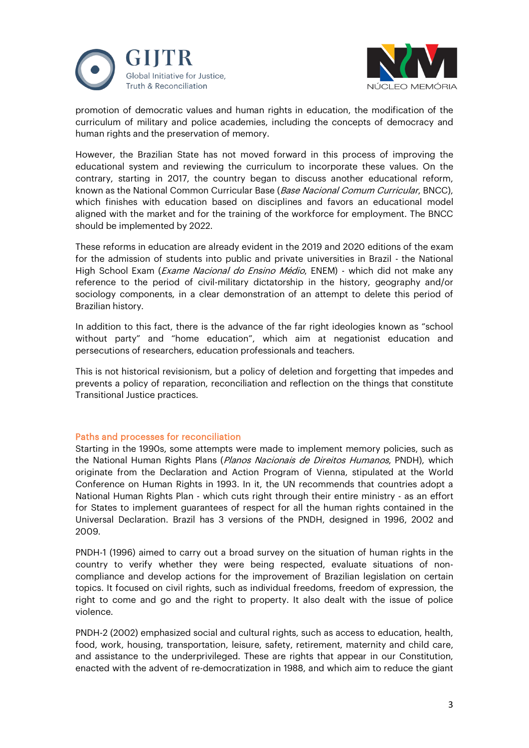promotion of democratic values and human rights in education, the modification of the curriculum of military and police academies, including the concepts of democracy and human rights and the preservation of memory.

However, the Brazilian State has not moved forward in this process of improving the educational system and reviewing the curriculum to incorporate these values. On the contrary, starting in 2017, the country began to discuss another educational reform, known as the National Common Curricular Base (*Base Nacional Comum Curricular*, BNCC), which finishes with education based on disciplines and favors an educational model aligned with the market and for the training of the workforce for employment. The BNCC should be implemented by 2022.

These reforms in education are already evident in the 2019 and 2020 editions of the exam for the admission of students into public and private universities in Brazil - the National High School Exam (*Exame Nacional do Ensino Médio*, ENEM) - which did not make any reference to the period of civil-military dictatorship in the history, geography and/or sociology components, in a clear demonstration of an attempt to delete this period of Brazilian history.

In addition to this fact, there is the advance of the far right ideologies known as "school without party" and "home education", which aim at negationist education and persecutions of researchers, education professionals and teachers.

This is not historical revisionism, but a policy of deletion and forgetting that impedes and prevents a policy of reparation, reconciliation and reflection on the things that constitute Transitional Justice practices.

## Paths and processes for reconciliation

Starting in the 1990s, some attempts were made to implement memory policies, such as the National Human Rights Plans (*Planos Nacionais de Direitos Humanos*, PNDH), which originate from the Declaration and Action Program of Vienna, stipulated at the World Conference on Human Rights in 1993. In it, the UN recommends that countries adopt a National Human Rights Plan - which cuts right through their entire ministry - as an effort for States to implement guarantees of respect for all the human rights contained in the Universal Declaration. Brazil has 3 versions of the PNDH, designed in 1996, 2002 and 2009.

PNDH-1 (1996) aimed to carry out a broad survey on the situation of human rights in the country to verify whether they were being respected, evaluate situations of non-compliance and develop actions for the improvement of Brazilian legislation on certain topics. It focused on civil rights, such as individual freedoms, freedom of expression, the right to come and go and the right to property. It also dealt with the issue of police violence.

PNDH-2 (2002) emphasized social and cultural rights, such as access to education, health, food, work, housing, transportation, leisure, safety, retirement, maternity and child care, and assistance to the underprivileged. These are rights that appear in our Constitution, enacted with the advent of re-democratization in 1988, and which aim to reduce the giant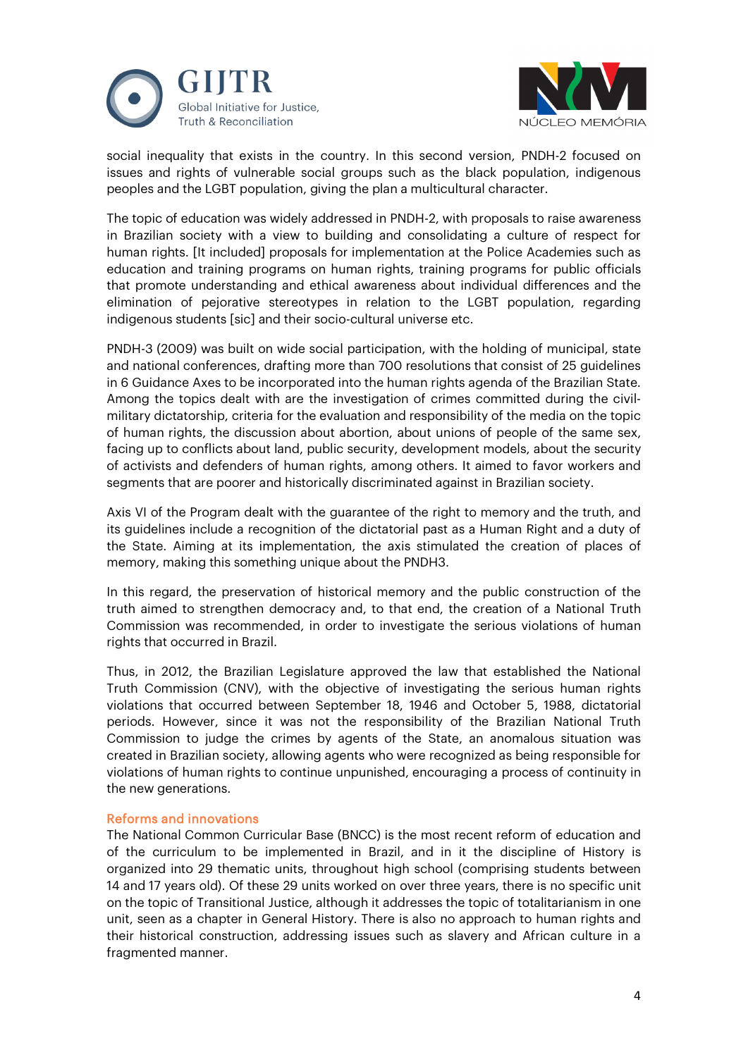social inequality that exists in the country. In this second version, PNDH-2 focused on issues and rights of vulnerable social groups such as the black population, indigenous peoples and the LGBT population, giving the plan a multicultural character.

The topic of education was widely addressed in PNDH-2, with proposals to raise awareness in Brazilian society with a view to building and consolidating a culture of respect for human rights. [It included] proposals for implementation at the Police Academies such as education and training programs on human rights, training programs for public officials that promote understanding and ethical awareness about individual differences and the elimination of pejorative stereotypes in relation to the LGBT population, regarding indigenous students [sic] and their socio-cultural universe etc.

PNDH-3 (2009) was built on wide social participation, with the holding of municipal, state and national conferences, drafting more than 700 resolutions that consist of 25 guidelines in 6 Guidance Axes to be incorporated into the human rights agenda of the Brazilian State. Among the topics dealt with are the investigation of crimes committed during the civil-military dictatorship, criteria for the evaluation and responsibility of the media on the topic of human rights, the discussion about abortion, about unions of people of the same sex, facing up to conflicts about land, public security, development models, about the security of activists and defenders of human rights, among others. It aimed to favor workers and segments that are poorer and historically discriminated against in Brazilian society.

Axis VI of the Program dealt with the guarantee of the right to memory and the truth, and its guidelines include a recognition of the dictatorial past as a Human Right and a duty of the State. Aiming at its implementation, the axis stimulated the creation of places of memory, making this something unique about the PNDH3.

In this regard, the preservation of historical memory and the public construction of the truth aimed to strengthen democracy and, to that end, the creation of a National Truth Commission was recommended, in order to investigate the serious violations of human rights that occurred in Brazil.

Thus, in 2012, the Brazilian Legislature approved the law that established the National Truth Commission (CNV), with the objective of investigating the serious human rights violations that occurred between September 18, 1946 and October 5, 1988, dictatorial periods. However, since it was not the responsibility of the Brazilian National Truth Commission to judge the crimes by agents of the State, an anomalous situation was created in Brazilian society, allowing agents who were recognized as being responsible for violations of human rights to continue unpunished, encouraging a process of continuity in the new generations.

## Reforms and innovations

The National Common Curricular Base (BNCC) is the most recent reform of education and of the curriculum to be implemented in Brazil, and in it the discipline of History is organized into 29 thematic units, throughout high school (comprising students between 14 and 17 years old). Of these 29 units worked on over three years, there is no specific unit on the topic of Transitional Justice, although it addresses the topic of totalitarianism in one unit, seen as a chapter in General History. There is also no approach to human rights and their historical construction, addressing issues such as slavery and African culture in a fragmented manner.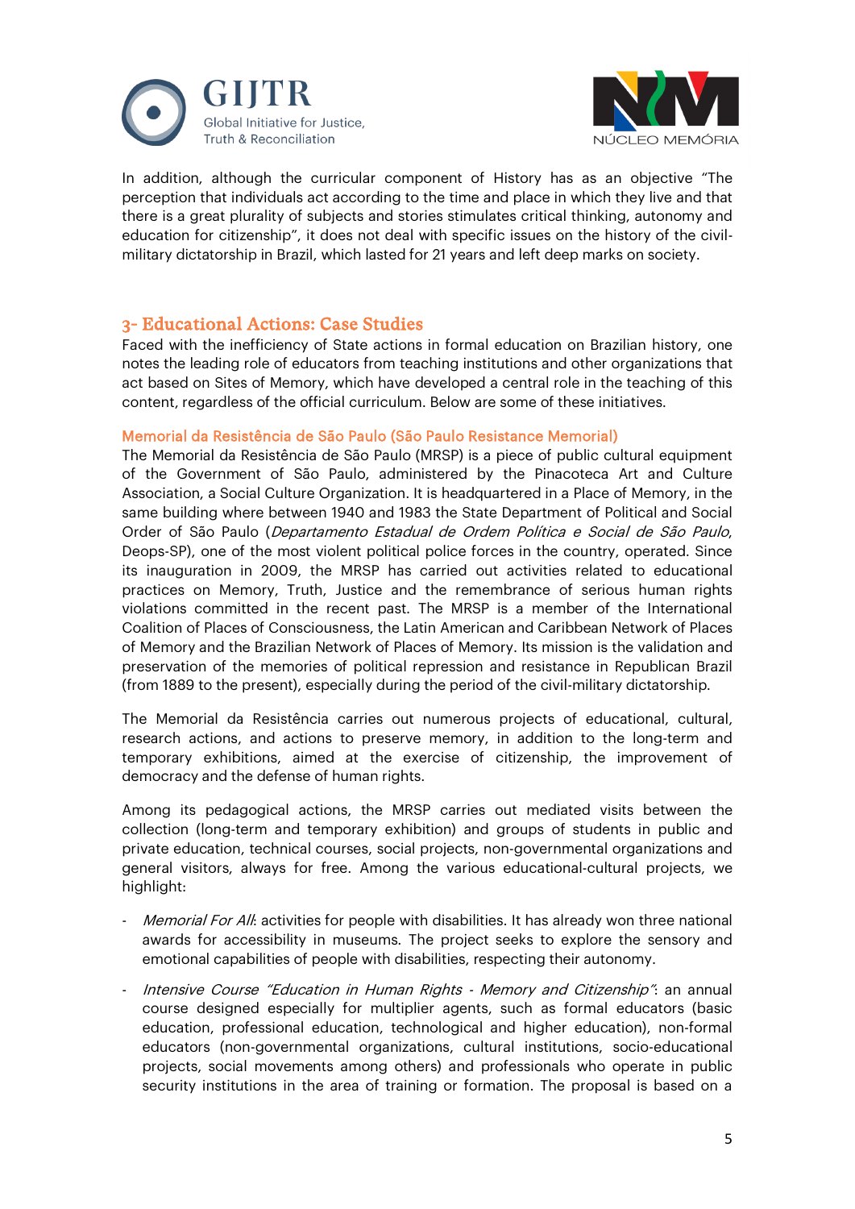In addition, although the curricular component of History has as an objective "The perception that individuals act according to the time and place in which they live and that there is a great plurality of subjects and stories stimulates critical thinking, autonomy and education for citizenship", it does not deal with specific issues on the history of the civil-military dictatorship in Brazil, which lasted for 21 years and left deep marks on society.

## 3- Educational Actions: Case Studies

Faced with the inefficiency of State actions in formal education on Brazilian history, one notes the leading role of educators from teaching institutions and other organizations that act based on Sites of Memory, which have developed a central role in the teaching of this content, regardless of the official curriculum. Below are some of these initiatives.

### Memorial da Resistência de São Paulo (São Paulo Resistance Memorial)

The Memorial da Resistência de São Paulo (MRSP) is a piece of public cultural equipment of the Government of São Paulo, administered by the Pinacoteca Art and Culture Association, a Social Culture Organization. It is headquartered in a Place of Memory, in the same building where between 1940 and 1983 the State Department of Political and Social Order of São Paulo (*Departamento Estadual de Ordem Política e Social de São Paulo*, Deops-SP), one of the most violent political police forces in the country, operated. Since its inauguration in 2009, the MRSP has carried out activities related to educational practices on Memory, Truth, Justice and the remembrance of serious human rights violations committed in the recent past. The MRSP is a member of the International Coalition of Places of Consciousness, the Latin American and Caribbean Network of Places of Memory and the Brazilian Network of Places of Memory. Its mission is the validation and preservation of the memories of political repression and resistance in Republican Brazil (from 1889 to the present), especially during the period of the civil-military dictatorship.

The Memorial da Resistência carries out numerous projects of educational, cultural, research actions, and actions to preserve memory, in addition to the long-term and temporary exhibitions, aimed at the exercise of citizenship, the improvement of democracy and the defense of human rights.

Among its pedagogical actions, the MRSP carries out mediated visits between the collection (long-term and temporary exhibition) and groups of students in public and private education, technical courses, social projects, non-governmental organizations and general visitors, always for free. Among the various educational-cultural projects, we highlight:

- *Memorial For All*: activities for people with disabilities. It has already won three national awards for accessibility in museums. The project seeks to explore the sensory and emotional capabilities of people with disabilities, respecting their autonomy.
- *Intensive Course "Education in Human Rights - Memory and Citizenship"*: an annual course designed especially for multiplier agents, such as formal educators (basic education, professional education, technological and higher education), non-formal educators (non-governmental organizations, cultural institutions, socio-educational projects, social movements among others) and professionals who operate in public security institutions in the area of training or formation. The proposal is based on a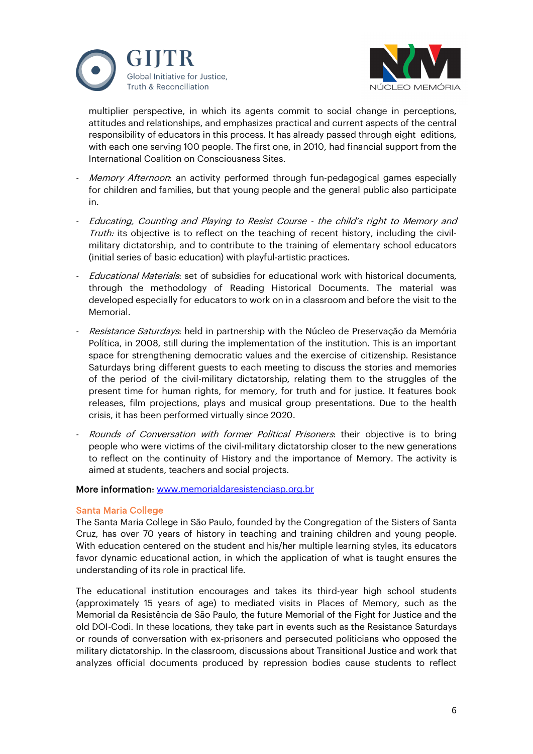multiplier perspective, in which its agents commit to social change in perceptions, attitudes and relationships, and emphasizes practical and current aspects of the central responsibility of educators in this process. It has already passed through eight editions, with each one serving 100 people. The first one, in 2010, had financial support from the International Coalition on Consciousness Sites.

- *Memory Afternoon*: an activity performed through fun-pedagogical games especially for children and families, but that young people and the general public also participate in.

- *Educating, Counting and Playing to Resist Course - the child's right to Memory and Truth:* its objective is to reflect on the teaching of recent history, including the civil-military dictatorship, and to contribute to the training of elementary school educators (initial series of basic education) with playful-artistic practices.

- *Educational Materials*: set of subsidies for educational work with historical documents, through the methodology of Reading Historical Documents. The material was developed especially for educators to work on in a classroom and before the visit to the Memorial.

- *Resistance Saturdays*: held in partnership with the Núcleo de Preservação da Memória Política, in 2008, still during the implementation of the institution. This is an important space for strengthening democratic values and the exercise of citizenship. Resistance Saturdays bring different guests to each meeting to discuss the stories and memories of the period of the civil-military dictatorship, relating them to the struggles of the present time for human rights, for memory, for truth and for justice. It features book releases, film projections, plays and musical group presentations. Due to the health crisis, it has been performed virtually since 2020.

- *Rounds of Conversation with former Political Prisoners*: their objective is to bring people who were victims of the civil-military dictatorship closer to the new generations to reflect on the continuity of History and the importance of Memory. The activity is aimed at students, teachers and social projects.

**More information:** [www.memorialdaresistenciasp.org.br](www.memorialdaresistenciasp.org.br)

## Santa Maria College

The Santa Maria College in São Paulo, founded by the Congregation of the Sisters of Santa Cruz, has over 70 years of history in teaching and training children and young people. With education centered on the student and his/her multiple learning styles, its educators favor dynamic educational action, in which the application of what is taught ensures the understanding of its role in practical life.

The educational institution encourages and takes its third-year high school students (approximately 15 years of age) to mediated visits in Places of Memory, such as the Memorial da Resistência de São Paulo, the future Memorial of the Fight for Justice and the old DOI-Codi. In these locations, they take part in events such as the Resistance Saturdays or rounds of conversation with ex-prisoners and persecuted politicians who opposed the military dictatorship. In the classroom, discussions about Transitional Justice and work that analyzes official documents produced by repression bodies cause students to reflect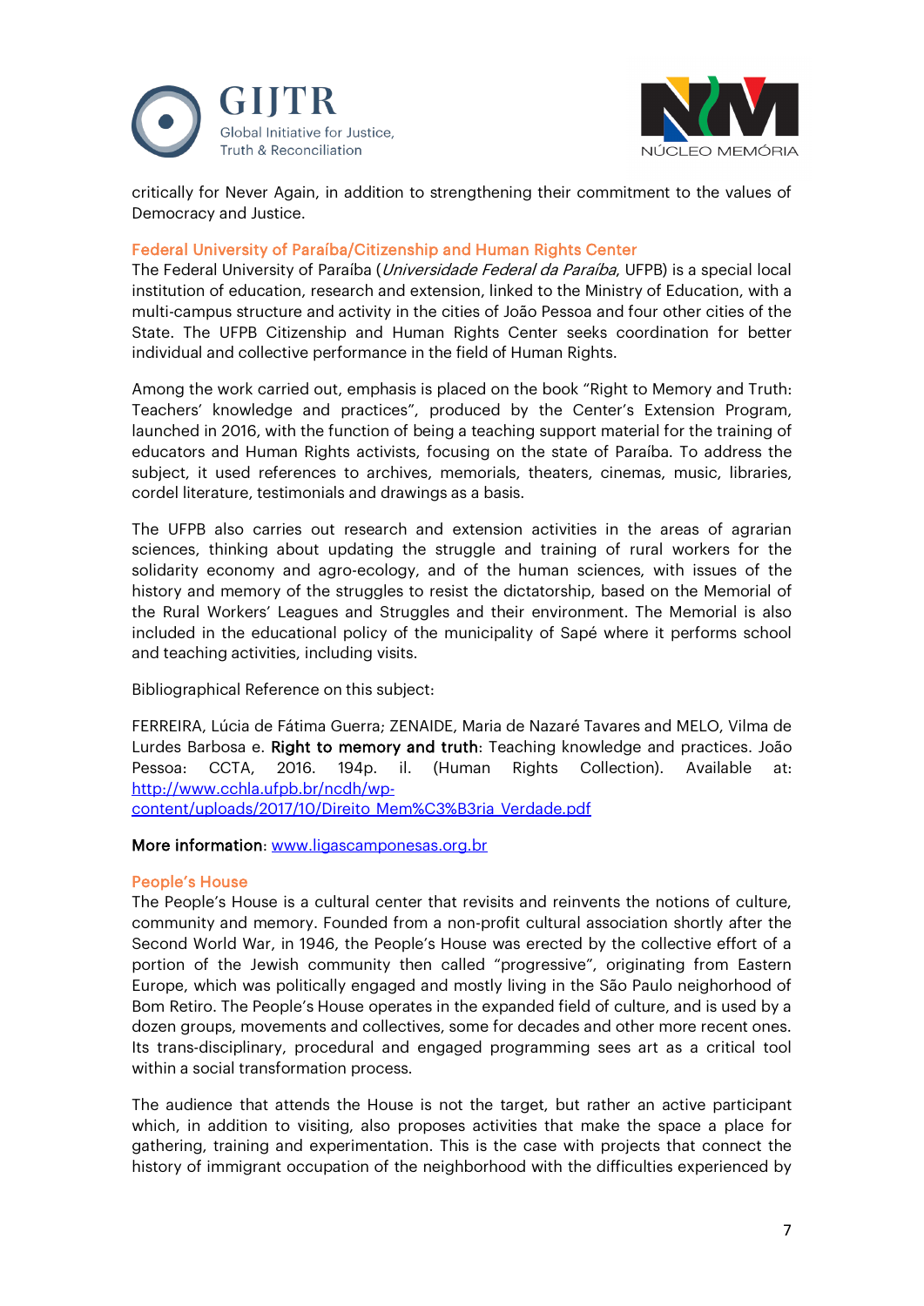critically for Never Again, in addition to strengthening their commitment to the values of Democracy and Justice.

### Federal University of Paraíba/Citizenship and Human Rights Center

The Federal University of Paraíba (*Universidade Federal da Paraíba*, UFPB) is a special local institution of education, research and extension, linked to the Ministry of Education, with a multi-campus structure and activity in the cities of João Pessoa and four other cities of the State. The UFPB Citizenship and Human Rights Center seeks coordination for better individual and collective performance in the field of Human Rights.

Among the work carried out, emphasis is placed on the book "Right to Memory and Truth: Teachers' knowledge and practices", produced by the Center's Extension Program, launched in 2016, with the function of being a teaching support material for the training of educators and Human Rights activists, focusing on the state of Paraíba. To address the subject, it used references to archives, memorials, theaters, cinemas, music, libraries, cordel literature, testimonials and drawings as a basis.

The UFPB also carries out research and extension activities in the areas of agrarian sciences, thinking about updating the struggle and training of rural workers for the solidarity economy and agro-ecology, and of the human sciences, with issues of the history and memory of the struggles to resist the dictatorship, based on the Memorial of the Rural Workers' Leagues and Struggles and their environment. The Memorial is also included in the educational policy of the municipality of Sapé where it performs school and teaching activities, including visits.

Bibliographical Reference on this subject:

FERREIRA, Lúcia de Fátima Guerra; ZENAIDE, Maria de Nazaré Tavares and MELO, Vilma de Lurdes Barbosa e. **Right to memory and truth**: Teaching knowledge and practices. João Pessoa: CCTA, 2016. 194p. il. (Human Rights Collection). Available at: [http://www.cchla.ufpb.br/ncdh/wp-content/uploads/2017/10/Direito_Mem%C3%B3ria_Verdade.pdf](http://www.cchla.ufpb.br/ncdh/wp-content/uploads/2017/10/Direito_Mem%C3%B3ria_Verdade.pdf)

**More information**: [www.ligascamponesas.org.br](http://www.ligascamponesas.org.br)

### People's House

The People's House is a cultural center that revisits and reinvents the notions of culture, community and memory. Founded from a non-profit cultural association shortly after the Second World War, in 1946, the People's House was erected by the collective effort of a portion of the Jewish community then called "progressive", originating from Eastern Europe, which was politically engaged and mostly living in the São Paulo neighborhood of Bom Retiro. The People's House operates in the expanded field of culture, and is used by a dozen groups, movements and collectives, some for decades and other more recent ones. Its trans-disciplinary, procedural and engaged programming sees art as a critical tool within a social transformation process.

The audience that attends the House is not the target, but rather an active participant which, in addition to visiting, also proposes activities that make the space a place for gathering, training and experimentation. This is the case with projects that connect the history of immigrant occupation of the neighborhood with the difficulties experienced by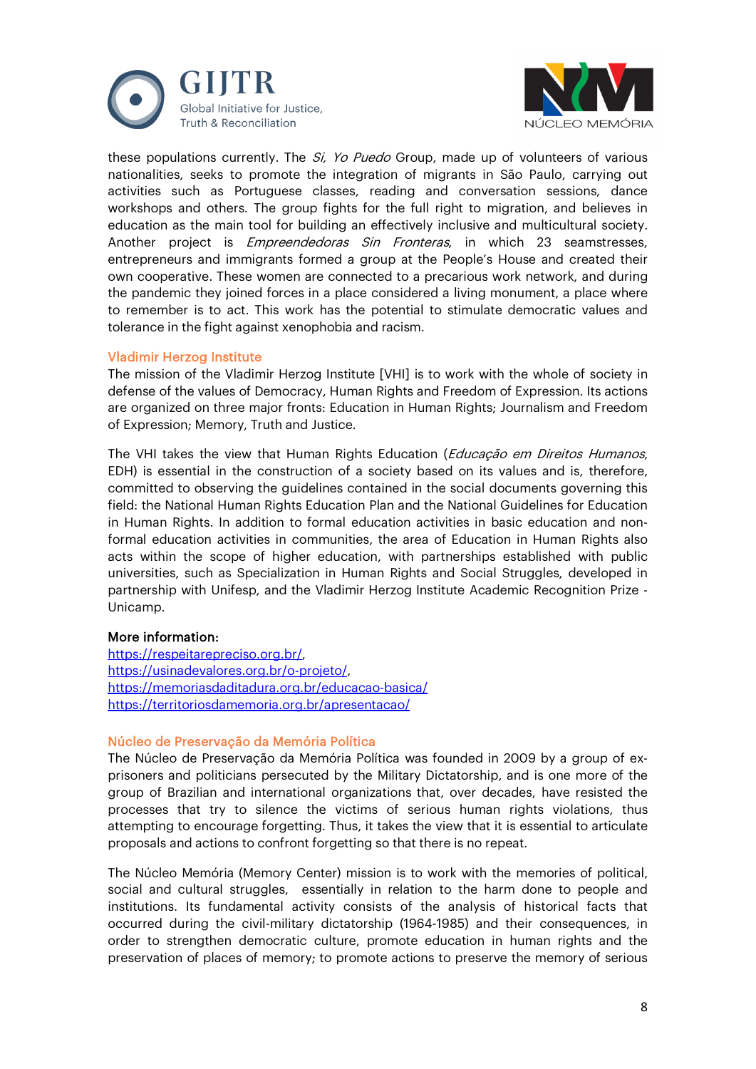these populations currently. The *Si, Yo Puedo* Group, made up of volunteers of various nationalities, seeks to promote the integration of migrants in São Paulo, carrying out activities such as Portuguese classes, reading and conversation sessions, dance workshops and others. The group fights for the full right to migration, and believes in education as the main tool for building an effectively inclusive and multicultural society. Another project is *Empreendedoras Sin Fronteras*, in which 23 seamstresses, entrepreneurs and immigrants formed a group at the People's House and created their own cooperative. These women are connected to a precarious work network, and during the pandemic they joined forces in a place considered a living monument, a place where to remember is to act. This work has the potential to stimulate democratic values and tolerance in the fight against xenophobia and racism.

## Vladimir Herzog Institute

The mission of the Vladimir Herzog Institute [VHI] is to work with the whole of society in defense of the values of Democracy, Human Rights and Freedom of Expression. Its actions are organized on three major fronts: Education in Human Rights; Journalism and Freedom of Expression; Memory, Truth and Justice.

The VHI takes the view that Human Rights Education (*Educação em Direitos Humanos*, EDH) is essential in the construction of a society based on its values and is, therefore, committed to observing the guidelines contained in the social documents governing this field: the National Human Rights Education Plan and the National Guidelines for Education in Human Rights. In addition to formal education activities in basic education and non-formal education activities in communities, the area of Education in Human Rights also acts within the scope of higher education, with partnerships established with public universities, such as Specialization in Human Rights and Social Struggles, developed in partnership with Unifesp, and the Vladimir Herzog Institute Academic Recognition Prize - Unicamp.

**More information:**
https://respeitarepreciso.org.br/,
https://usinadevalores.org.br/o-projeto/,
https://memoriasdaditadura.org.br/educacao-basica/
https://territoriosdamemoria.org.br/apresentacao/

## Núcleo de Preservação da Memória Política

The Núcleo de Preservação da Memória Política was founded in 2009 by a group of ex-prisoners and politicians persecuted by the Military Dictatorship, and is one more of the group of Brazilian and international organizations that, over decades, have resisted the processes that try to silence the victims of serious human rights violations, thus attempting to encourage forgetting. Thus, it takes the view that it is essential to articulate proposals and actions to confront forgetting so that there is no repeat.

The Núcleo Memória (Memory Center) mission is to work with the memories of political, social and cultural struggles, essentially in relation to the harm done to people and institutions. Its fundamental activity consists of the analysis of historical facts that occurred during the civil-military dictatorship (1964-1985) and their consequences, in order to strengthen democratic culture, promote education in human rights and the preservation of places of memory; to promote actions to preserve the memory of serious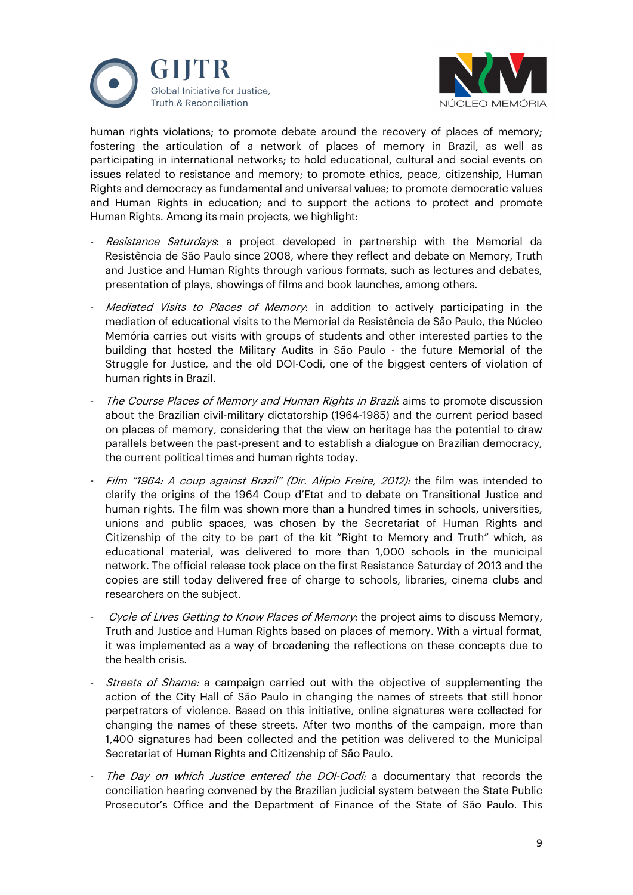human rights violations; to promote debate around the recovery of places of memory; fostering the articulation of a network of places of memory in Brazil, as well as participating in international networks; to hold educational, cultural and social events on issues related to resistance and memory; to promote ethics, peace, citizenship, Human Rights and democracy as fundamental and universal values; to promote democratic values and Human Rights in education; and to support the actions to protect and promote Human Rights. Among its main projects, we highlight:

- *Resistance Saturdays*: a project developed in partnership with the Memorial da Resistência de São Paulo since 2008, where they reflect and debate on Memory, Truth and Justice and Human Rights through various formats, such as lectures and debates, presentation of plays, showings of films and book launches, among others.
- *Mediated Visits to Places of Memory*: in addition to actively participating in the mediation of educational visits to the Memorial da Resistência de São Paulo, the Núcleo Memória carries out visits with groups of students and other interested parties to the building that hosted the Military Audits in São Paulo - the future Memorial of the Struggle for Justice, and the old DOI-Codi, one of the biggest centers of violation of human rights in Brazil.
- *The Course Places of Memory and Human Rights in Brazil*: aims to promote discussion about the Brazilian civil-military dictatorship (1964-1985) and the current period based on places of memory, considering that the view on heritage has the potential to draw parallels between the past-present and to establish a dialogue on Brazilian democracy, the current political times and human rights today.
- *Film "1964: A coup against Brazil" (Dir. Alípio Freire, 2012):* the film was intended to clarify the origins of the 1964 Coup d'Etat and to debate on Transitional Justice and human rights. The film was shown more than a hundred times in schools, universities, unions and public spaces, was chosen by the Secretariat of Human Rights and Citizenship of the city to be part of the kit "Right to Memory and Truth" which, as educational material, was delivered to more than 1,000 schools in the municipal network. The official release took place on the first Resistance Saturday of 2013 and the copies are still today delivered free of charge to schools, libraries, cinema clubs and researchers on the subject.
- *Cycle of Lives Getting to Know Places of Memory*: the project aims to discuss Memory, Truth and Justice and Human Rights based on places of memory. With a virtual format, it was implemented as a way of broadening the reflections on these concepts due to the health crisis.
- *Streets of Shame:* a campaign carried out with the objective of supplementing the action of the City Hall of São Paulo in changing the names of streets that still honor perpetrators of violence. Based on this initiative, online signatures were collected for changing the names of these streets. After two months of the campaign, more than 1,400 signatures had been collected and the petition was delivered to the Municipal Secretariat of Human Rights and Citizenship of São Paulo.
- *The Day on which Justice entered the DOI-Codi:* a documentary that records the conciliation hearing convened by the Brazilian judicial system between the State Public Prosecutor's Office and the Department of Finance of the State of São Paulo. This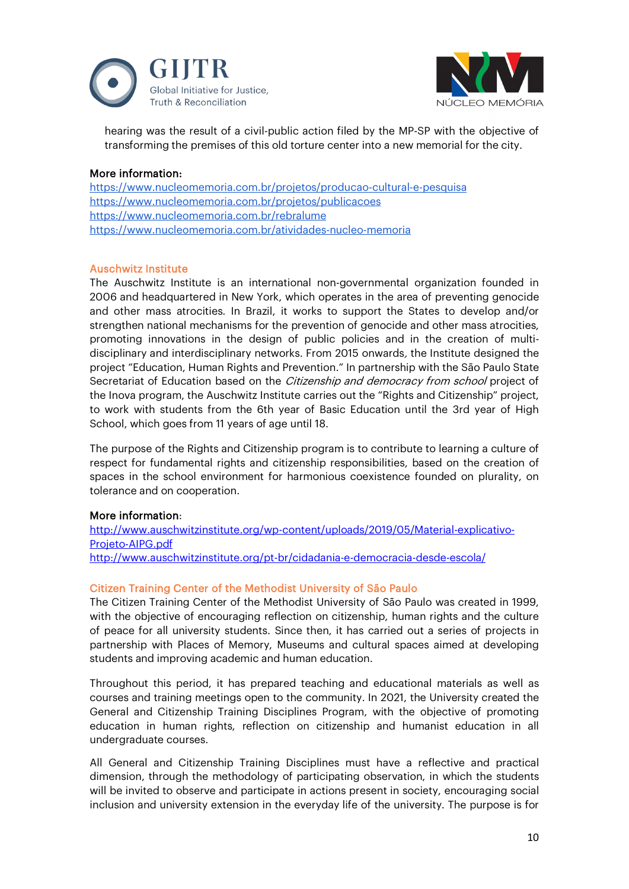hearing was the result of a civil-public action filed by the MP-SP with the objective of transforming the premises of this old torture center into a new memorial for the city.

**More information:**
https://www.nucleomemoria.com.br/projetos/producao-cultural-e-pesquisa
https://www.nucleomemoria.com.br/projetos/publicacoes
https://www.nucleomemoria.com.br/rebralume
https://www.nucleomemoria.com.br/atividades-nucleo-memoria

### Auschwitz Institute

The Auschwitz Institute is an international non-governmental organization founded in 2006 and headquartered in New York, which operates in the area of preventing genocide and other mass atrocities. In Brazil, it works to support the States to develop and/or strengthen national mechanisms for the prevention of genocide and other mass atrocities, promoting innovations in the design of public policies and in the creation of multi-disciplinary and interdisciplinary networks. From 2015 onwards, the Institute designed the project "Education, Human Rights and Prevention." In partnership with the São Paulo State Secretariat of Education based on the *Citizenship and democracy from school* project of the Inova program, the Auschwitz Institute carries out the "Rights and Citizenship" project, to work with students from the 6th year of Basic Education until the 3rd year of High School, which goes from 11 years of age until 18.

The purpose of the Rights and Citizenship program is to contribute to learning a culture of respect for fundamental rights and citizenship responsibilities, based on the creation of spaces in the school environment for harmonious coexistence founded on plurality, on tolerance and on cooperation.

**More information:**
http://www.auschwitzinstitute.org/wp-content/uploads/2019/05/Material-explicativo-Projeto-AIPG.pdf
http://www.auschwitzinstitute.org/pt-br/cidadania-e-democracia-desde-escola/

### Citizen Training Center of the Methodist University of São Paulo

The Citizen Training Center of the Methodist University of São Paulo was created in 1999, with the objective of encouraging reflection on citizenship, human rights and the culture of peace for all university students. Since then, it has carried out a series of projects in partnership with Places of Memory, Museums and cultural spaces aimed at developing students and improving academic and human education.

Throughout this period, it has prepared teaching and educational materials as well as courses and training meetings open to the community. In 2021, the University created the General and Citizenship Training Disciplines Program, with the objective of promoting education in human rights, reflection on citizenship and humanist education in all undergraduate courses.

All General and Citizenship Training Disciplines must have a reflective and practical dimension, through the methodology of participating observation, in which the students will be invited to observe and participate in actions present in society, encouraging social inclusion and university extension in the everyday life of the university. The purpose is for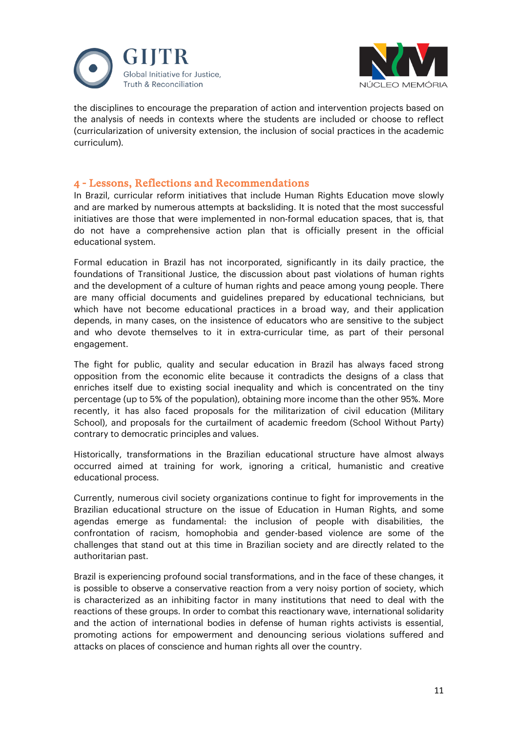the disciplines to encourage the preparation of action and intervention projects based on the analysis of needs in contexts where the students are included or choose to reflect (curricularization of university extension, the inclusion of social practices in the academic curriculum).

## 4 - Lessons, Reflections and Recommendations

In Brazil, curricular reform initiatives that include Human Rights Education move slowly and are marked by numerous attempts at backsliding. It is noted that the most successful initiatives are those that were implemented in non-formal education spaces, that is, that do not have a comprehensive action plan that is officially present in the official educational system.

Formal education in Brazil has not incorporated, significantly in its daily practice, the foundations of Transitional Justice, the discussion about past violations of human rights and the development of a culture of human rights and peace among young people. There are many official documents and guidelines prepared by educational technicians, but which have not become educational practices in a broad way, and their application depends, in many cases, on the insistence of educators who are sensitive to the subject and who devote themselves to it in extra-curricular time, as part of their personal engagement.

The fight for public, quality and secular education in Brazil has always faced strong opposition from the economic elite because it contradicts the designs of a class that enriches itself due to existing social inequality and which is concentrated on the tiny percentage (up to 5% of the population), obtaining more income than the other 95%. More recently, it has also faced proposals for the militarization of civil education (Military School), and proposals for the curtailment of academic freedom (School Without Party) contrary to democratic principles and values.

Historically, transformations in the Brazilian educational structure have almost always occurred aimed at training for work, ignoring a critical, humanistic and creative educational process.

Currently, numerous civil society organizations continue to fight for improvements in the Brazilian educational structure on the issue of Education in Human Rights, and some agendas emerge as fundamental: the inclusion of people with disabilities, the confrontation of racism, homophobia and gender-based violence are some of the challenges that stand out at this time in Brazilian society and are directly related to the authoritarian past.

Brazil is experiencing profound social transformations, and in the face of these changes, it is possible to observe a conservative reaction from a very noisy portion of society, which is characterized as an inhibiting factor in many institutions that need to deal with the reactions of these groups. In order to combat this reactionary wave, international solidarity and the action of international bodies in defense of human rights activists is essential, promoting actions for empowerment and denouncing serious violations suffered and attacks on places of conscience and human rights all over the country.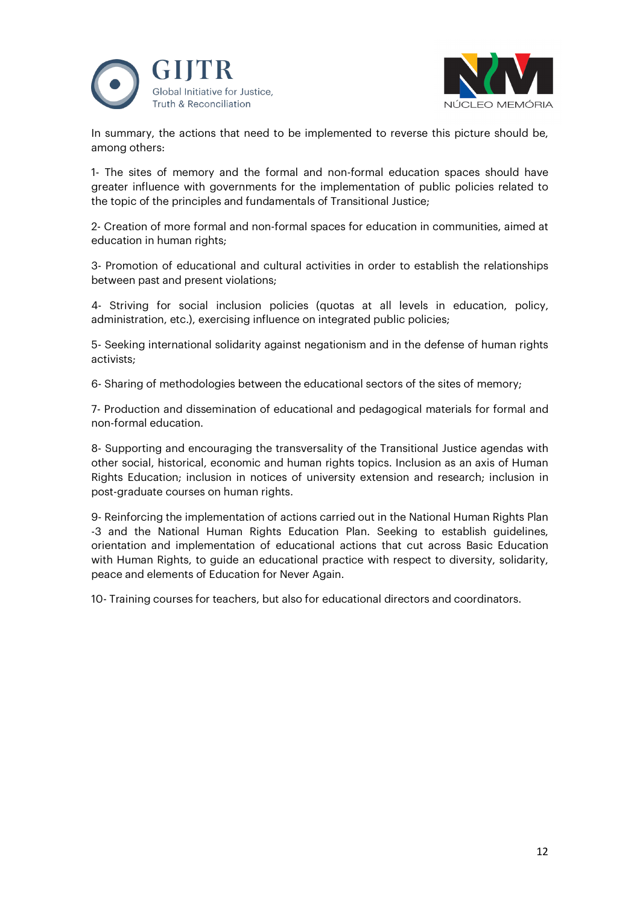In summary, the actions that need to be implemented to reverse this picture should be, among others:

1- The sites of memory and the formal and non-formal education spaces should have greater influence with governments for the implementation of public policies related to the topic of the principles and fundamentals of Transitional Justice;

2- Creation of more formal and non-formal spaces for education in communities, aimed at education in human rights;

3- Promotion of educational and cultural activities in order to establish the relationships between past and present violations;

4- Striving for social inclusion policies (quotas at all levels in education, policy, administration, etc.), exercising influence on integrated public policies;

5- Seeking international solidarity against negationism and in the defense of human rights activists;

6- Sharing of methodologies between the educational sectors of the sites of memory;

7- Production and dissemination of educational and pedagogical materials for formal and non-formal education.

8- Supporting and encouraging the transversality of the Transitional Justice agendas with other social, historical, economic and human rights topics. Inclusion as an axis of Human Rights Education; inclusion in notices of university extension and research; inclusion in post-graduate courses on human rights.

9- Reinforcing the implementation of actions carried out in the National Human Rights Plan -3 and the National Human Rights Education Plan. Seeking to establish guidelines, orientation and implementation of educational actions that cut across Basic Education with Human Rights, to guide an educational practice with respect to diversity, solidarity, peace and elements of Education for Never Again.

10- Training courses for teachers, but also for educational directors and coordinators.